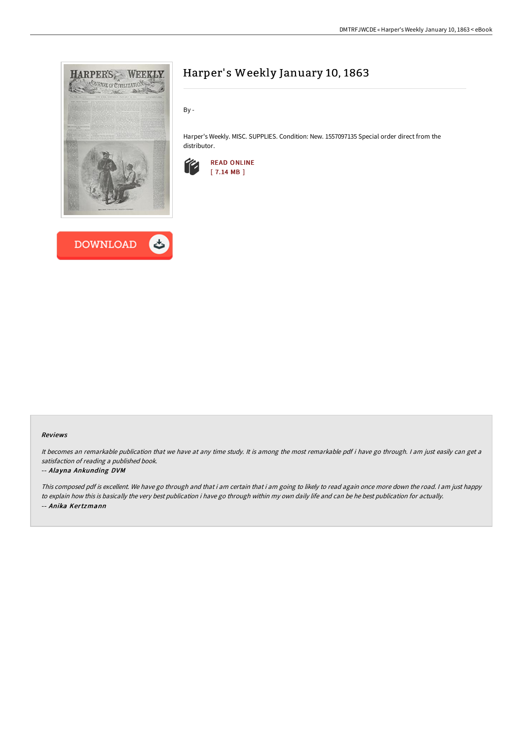# Harper's Weekly January 10, 1863

By -

Harper's Weekly. MISC. SUPPLIES. Condition: New. 1557097135 Special order direct from the distributor.

READ ONLINE
[ 7.14 MB ]

DOWNLOAD

### Reviews

*It becomes an remarkable publication that we have at any time study. It is among the most remarkable pdf i have go through. I am just easily can get a satisfaction of reading a published book.*

-- ***Alayna Ankunding DVM***

*This composed pdf is excellent. We have go through and that i am certain that i am going to likely to read again once more down the road. I am just happy to explain how this is basically the very best publication i have go through within my own daily life and can be he best publication for actually.*

-- ***Anika Kertzmann***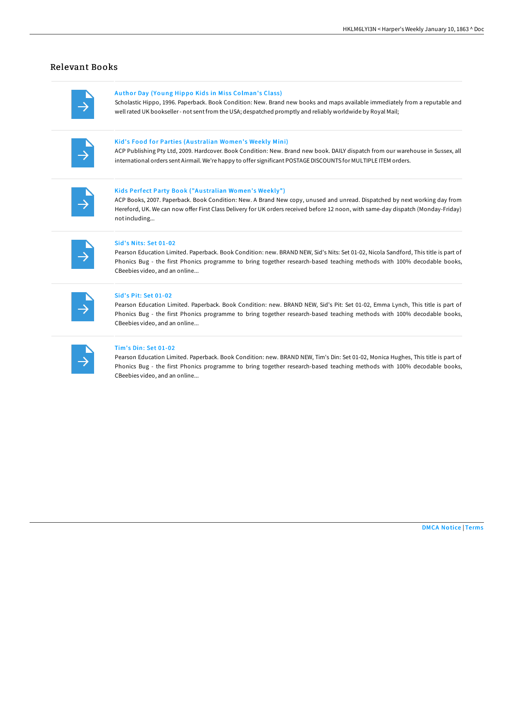## Relevant Books

### Author Day (Young Hippo Kids in Miss Colman's Class)

Scholastic Hippo, 1996. Paperback. Book Condition: New. Brand new books and maps available immediately from a reputable and well rated UK bookseller - not sent from the USA; despatched promptly and reliably worldwide by Royal Mail;

### Kid's Food for Parties (Australian Women's Weekly Mini)

ACP Publishing Pty Ltd, 2009. Hardcover. Book Condition: New. Brand new book. DAILY dispatch from our warehouse in Sussex, all international orders sent Airmail. We're happy to offer significant POSTAGE DISCOUNTS for MULTIPLE ITEM orders.

### Kids Perfect Party Book ("Australian Women's Weekly")

ACP Books, 2007. Paperback. Book Condition: New. A Brand New copy, unused and unread. Dispatched by next working day from Hereford, UK. We can now offer First Class Delivery for UK orders received before 12 noon, with same-day dispatch (Monday-Friday) not including...

### Sid's Nits: Set 01-02

Pearson Education Limited. Paperback. Book Condition: new. BRAND NEW, Sid's Nits: Set 01-02, Nicola Sandford, This title is part of Phonics Bug - the first Phonics programme to bring together research-based teaching methods with 100% decodable books, CBeebies video, and an online...

### Sid's Pit: Set 01-02

Pearson Education Limited. Paperback. Book Condition: new. BRAND NEW, Sid's Pit: Set 01-02, Emma Lynch, This title is part of Phonics Bug - the first Phonics programme to bring together research-based teaching methods with 100% decodable books, CBeebies video, and an online...

### Tim's Din: Set 01-02

Pearson Education Limited. Paperback. Book Condition: new. BRAND NEW, Tim's Din: Set 01-02, Monica Hughes, This title is part of Phonics Bug - the first Phonics programme to bring together research-based teaching methods with 100% decodable books, CBeebies video, and an online...